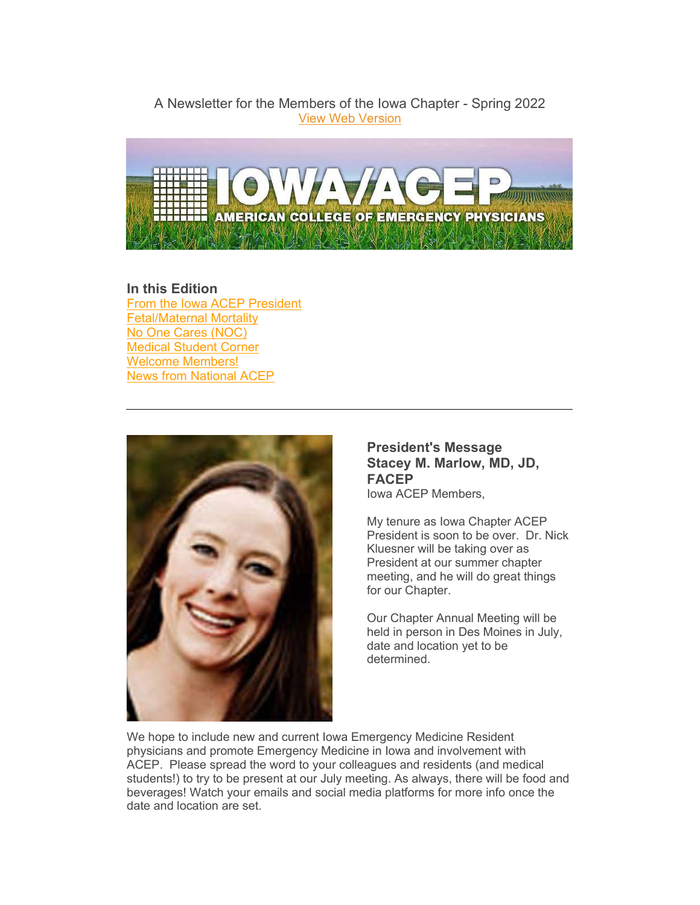A Newsletter for the Members of the Iowa Chapter - Spring 2022

View Web Version

IOWA/ACEP

AMERICAN COLLEGE OF EMERGENCY PHYSICIANS

**In this Edition**

- From the Iowa ACEP President
- Fetal/Maternal Mortality
- No One Cares (NOC)
- Medical Student Corner
- Welcome Members!
- News from National ACEP

---

## President's Message
## Stacey M. Marlow, MD, JD, FACEP

Iowa ACEP Members,

My tenure as Iowa Chapter ACEP President is soon to be over. Dr. Nick Kluesner will be taking over as President at our summer chapter meeting, and he will do great things for our Chapter.

Our Chapter Annual Meeting will be held in person in Des Moines in July, date and location yet to be determined.

We hope to include new and current Iowa Emergency Medicine Resident physicians and promote Emergency Medicine in Iowa and involvement with ACEP. Please spread the word to your colleagues and residents (and medical students!) to try to be present at our July meeting. As always, there will be food and beverages! Watch your emails and social media platforms for more info once the date and location are set.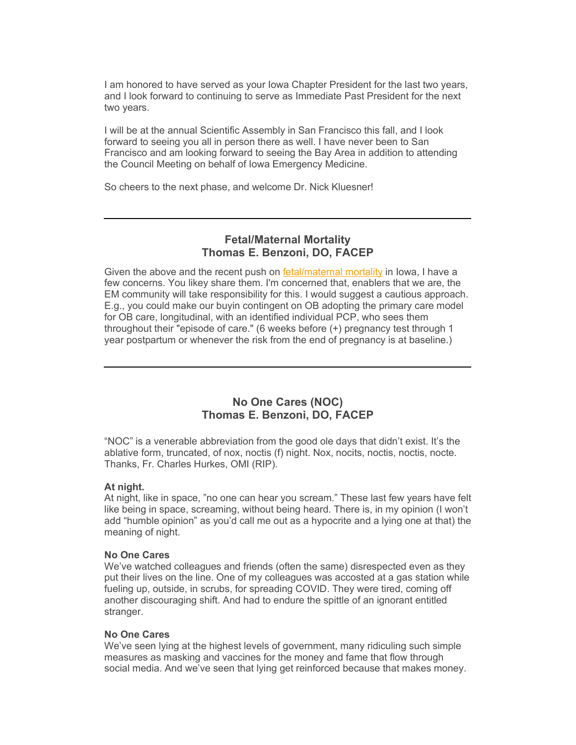I am honored to have served as your Iowa Chapter President for the last two years, and I look forward to continuing to serve as Immediate Past President for the next two years.

I will be at the annual Scientific Assembly in San Francisco this fall, and I look forward to seeing you all in person there as well. I have never been to San Francisco and am looking forward to seeing the Bay Area in addition to attending the Council Meeting on behalf of Iowa Emergency Medicine.

So cheers to the next phase, and welcome Dr. Nick Kluesner!

---

## Fetal/Maternal Mortality
### Thomas E. Benzoni, DO, FACEP

Given the above and the recent push on fetal/maternal mortality in Iowa, I have a few concerns. You likey share them. I'm concerned that, enablers that we are, the EM community will take responsibility for this. I would suggest a cautious approach. E.g., you could make our buyin contingent on OB adopting the primary care model for OB care, longitudinal, with an identified individual PCP, who sees them throughout their "episode of care." (6 weeks before (+) pregnancy test through 1 year postpartum or whenever the risk from the end of pregnancy is at baseline.)

---

## No One Cares (NOC)
### Thomas E. Benzoni, DO, FACEP

“NOC” is a venerable abbreviation from the good ole days that didn’t exist. It’s the ablative form, truncated, of nox, noctis (f) night. Nox, nocits, noctis, noctis, nocte. Thanks, Fr. Charles Hurkes, OMI (RIP).

**At night.**
At night, like in space, ”no one can hear you scream.” These last few years have felt like being in space, screaming, without being heard. There is, in my opinion (I won’t add “humble opinion” as you’d call me out as a hypocrite and a lying one at that) the meaning of night.

**No One Cares**
We’ve watched colleagues and friends (often the same) disrespected even as they put their lives on the line. One of my colleagues was accosted at a gas station while fueling up, outside, in scrubs, for spreading COVID. They were tired, coming off another discouraging shift. And had to endure the spittle of an ignorant entitled stranger.

**No One Cares**
We’ve seen lying at the highest levels of government, many ridiculing such simple measures as masking and vaccines for the money and fame that flow through social media. And we’ve seen that lying get reinforced because that makes money.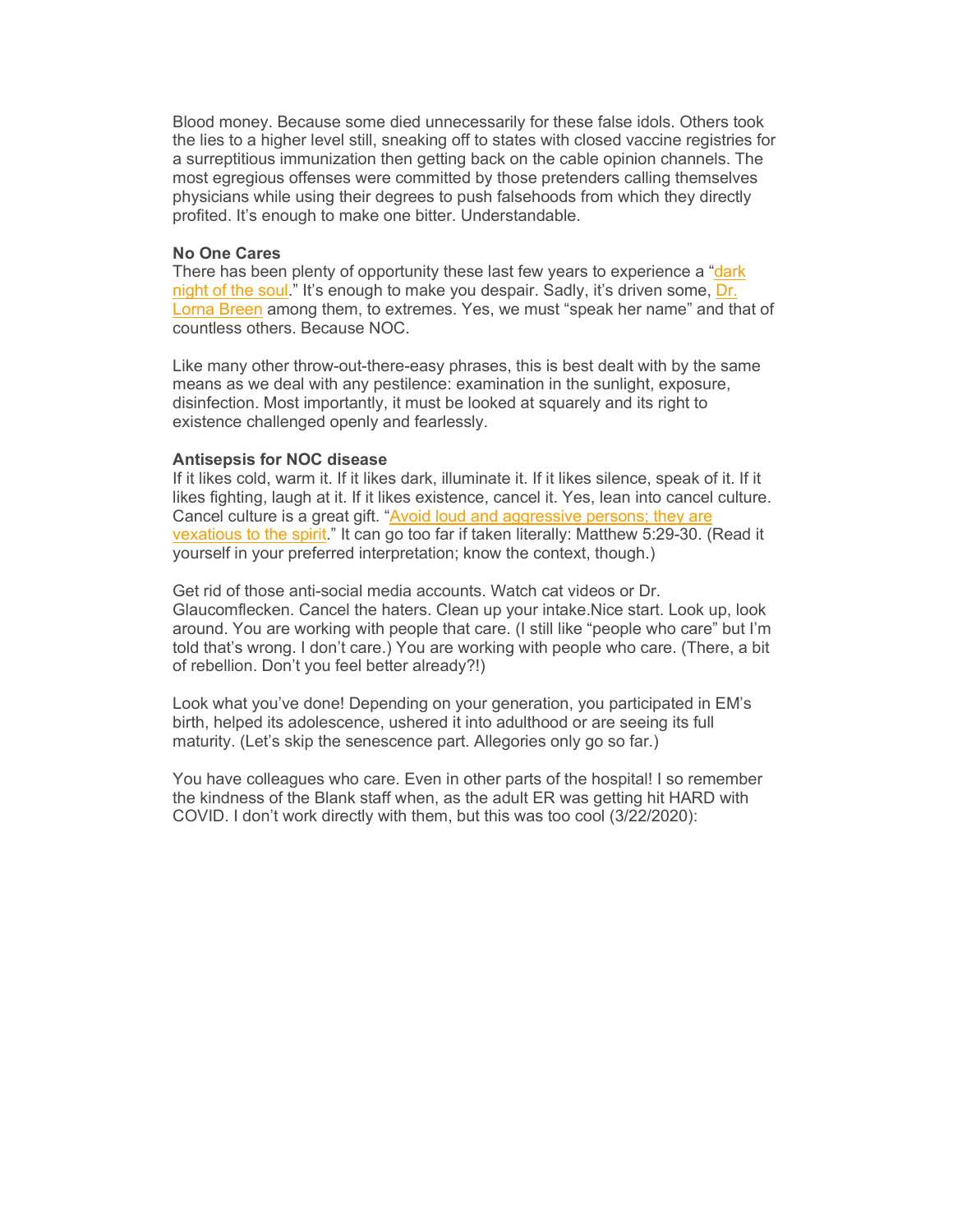Blood money. Because some died unnecessarily for these false idols. Others took the lies to a higher level still, sneaking off to states with closed vaccine registries for a surreptitious immunization then getting back on the cable opinion channels. The most egregious offenses were committed by those pretenders calling themselves physicians while using their degrees to push falsehoods from which they directly profited. It's enough to make one bitter. Understandable.

**No One Cares**

There has been plenty of opportunity these last few years to experience a "dark night of the soul." It's enough to make you despair. Sadly, it's driven some, Dr. Lorna Breen among them, to extremes. Yes, we must "speak her name" and that of countless others. Because NOC.

Like many other throw-out-there-easy phrases, this is best dealt with by the same means as we deal with any pestilence: examination in the sunlight, exposure, disinfection. Most importantly, it must be looked at squarely and its right to existence challenged openly and fearlessly.

**Antisepsis for NOC disease**

If it likes cold, warm it. If it likes dark, illuminate it. If it likes silence, speak of it. If it likes fighting, laugh at it. If it likes existence, cancel it. Yes, lean into cancel culture. Cancel culture is a great gift. "Avoid loud and aggressive persons; they are vexatious to the spirit." It can go too far if taken literally: Matthew 5:29-30. (Read it yourself in your preferred interpretation; know the context, though.)

Get rid of those anti-social media accounts. Watch cat videos or Dr. Glaucomflecken. Cancel the haters. Clean up your intake.Nice start. Look up, look around. You are working with people that care. (I still like "people who care" but I'm told that's wrong. I don't care.) You are working with people who care. (There, a bit of rebellion. Don't you feel better already?!)

Look what you've done! Depending on your generation, you participated in EM's birth, helped its adolescence, ushered it into adulthood or are seeing its full maturity. (Let's skip the senescence part. Allegories only go so far.)

You have colleagues who care. Even in other parts of the hospital! I so remember the kindness of the Blank staff when, as the adult ER was getting hit HARD with COVID. I don't work directly with them, but this was too cool (3/22/2020):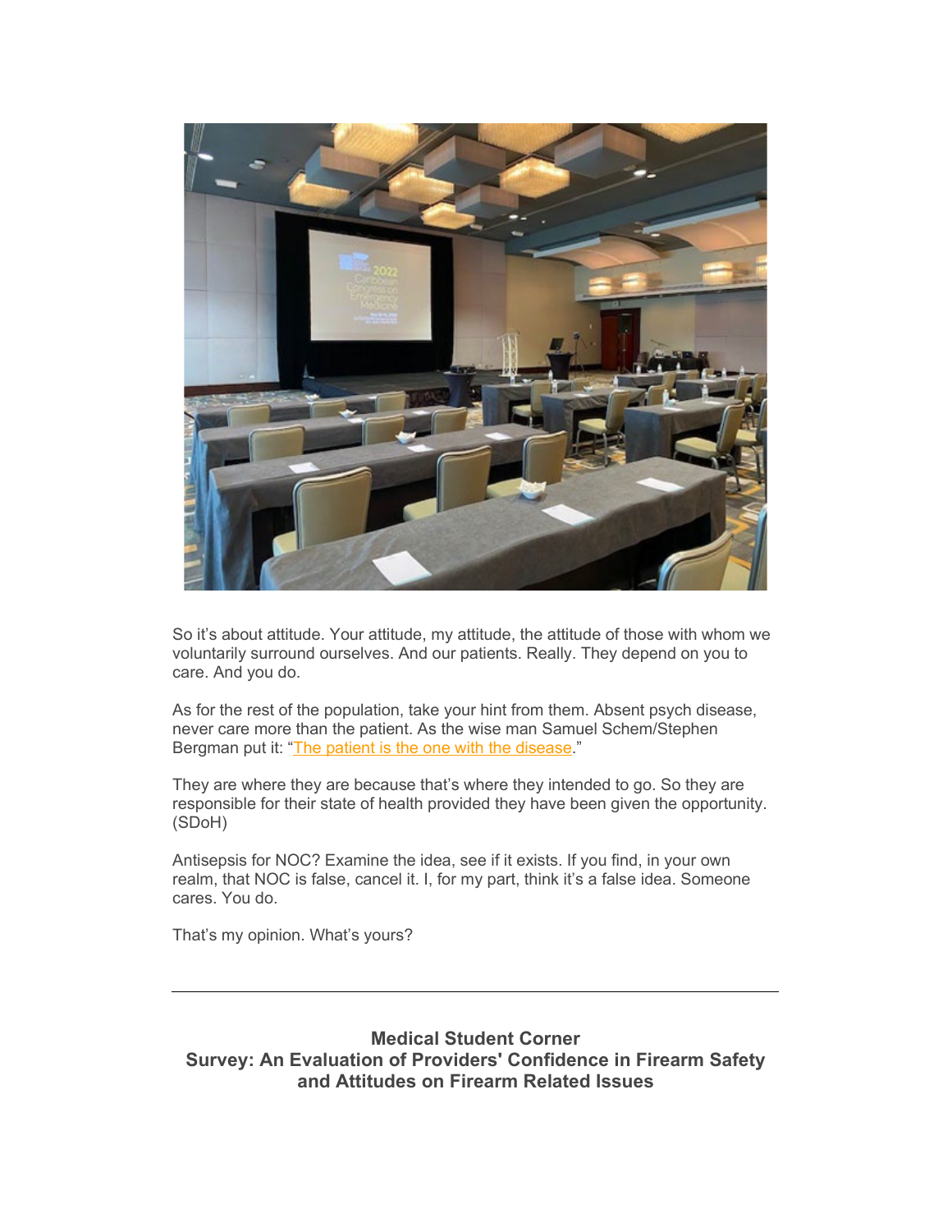So it's about attitude. Your attitude, my attitude, the attitude of those with whom we voluntarily surround ourselves. And our patients. Really. They depend on you to care. And you do.

As for the rest of the population, take your hint from them. Absent psych disease, never care more than the patient. As the wise man Samuel Schem/Stephen Bergman put it: "The patient is the one with the disease."

They are where they are because that's where they intended to go. So they are responsible for their state of health provided they have been given the opportunity. (SDoH)

Antisepsis for NOC? Examine the idea, see if it exists. If you find, in your own realm, that NOC is false, cancel it. I, for my part, think it's a false idea. Someone cares. You do.

That's my opinion. What's yours?

---

**Medical Student Corner**
**Survey: An Evaluation of Providers' Confidence in Firearm Safety and Attitudes on Firearm Related Issues**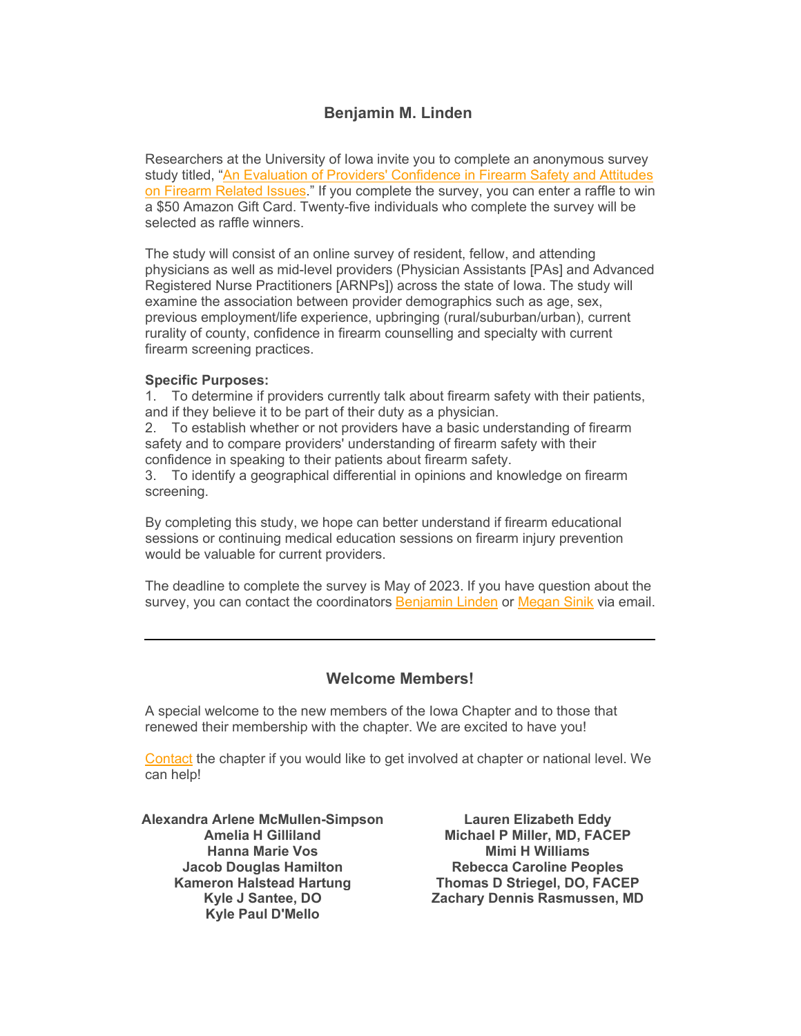## Benjamin M. Linden

Researchers at the University of Iowa invite you to complete an anonymous survey study titled, "[An Evaluation of Providers' Confidence in Firearm Safety and Attitudes on Firearm Related Issues]." If you complete the survey, you can enter a raffle to win a $50 Amazon Gift Card. Twenty-five individuals who complete the survey will be selected as raffle winners.

The study will consist of an online survey of resident, fellow, and attending physicians as well as mid-level providers (Physician Assistants [PAs] and Advanced Registered Nurse Practitioners [ARNPs]) across the state of Iowa. The study will examine the association between provider demographics such as age, sex, previous employment/life experience, upbringing (rural/suburban/urban), current rurality of county, confidence in firearm counselling and specialty with current firearm screening practices.

**Specific Purposes:**

1. To determine if providers currently talk about firearm safety with their patients, and if they believe it to be part of their duty as a physician.
2. To establish whether or not providers have a basic understanding of firearm safety and to compare providers' understanding of firearm safety with their confidence in speaking to their patients about firearm safety.
3. To identify a geographical differential in opinions and knowledge on firearm screening.

By completing this study, we hope can better understand if firearm educational sessions or continuing medical education sessions on firearm injury prevention would be valuable for current providers.

The deadline to complete the survey is May of 2023. If you have question about the survey, you can contact the coordinators Benjamin Linden or Megan Sinik via email.

---

## Welcome Members!

A special welcome to the new members of the Iowa Chapter and to those that renewed their membership with the chapter. We are excited to have you!

Contact the chapter if you would like to get involved at chapter or national level. We can help!

**Alexandra Arlene McMullen-Simpson**
**Amelia H Gilliland**
**Hanna Marie Vos**
**Jacob Douglas Hamilton**
**Kameron Halstead Hartung**
**Kyle J Santee, DO**
**Kyle Paul D'Mello**
**Lauren Elizabeth Eddy**
**Michael P Miller, MD, FACEP**
**Mimi H Williams**
**Rebecca Caroline Peoples**
**Thomas D Striegel, DO, FACEP**
**Zachary Dennis Rasmussen, MD**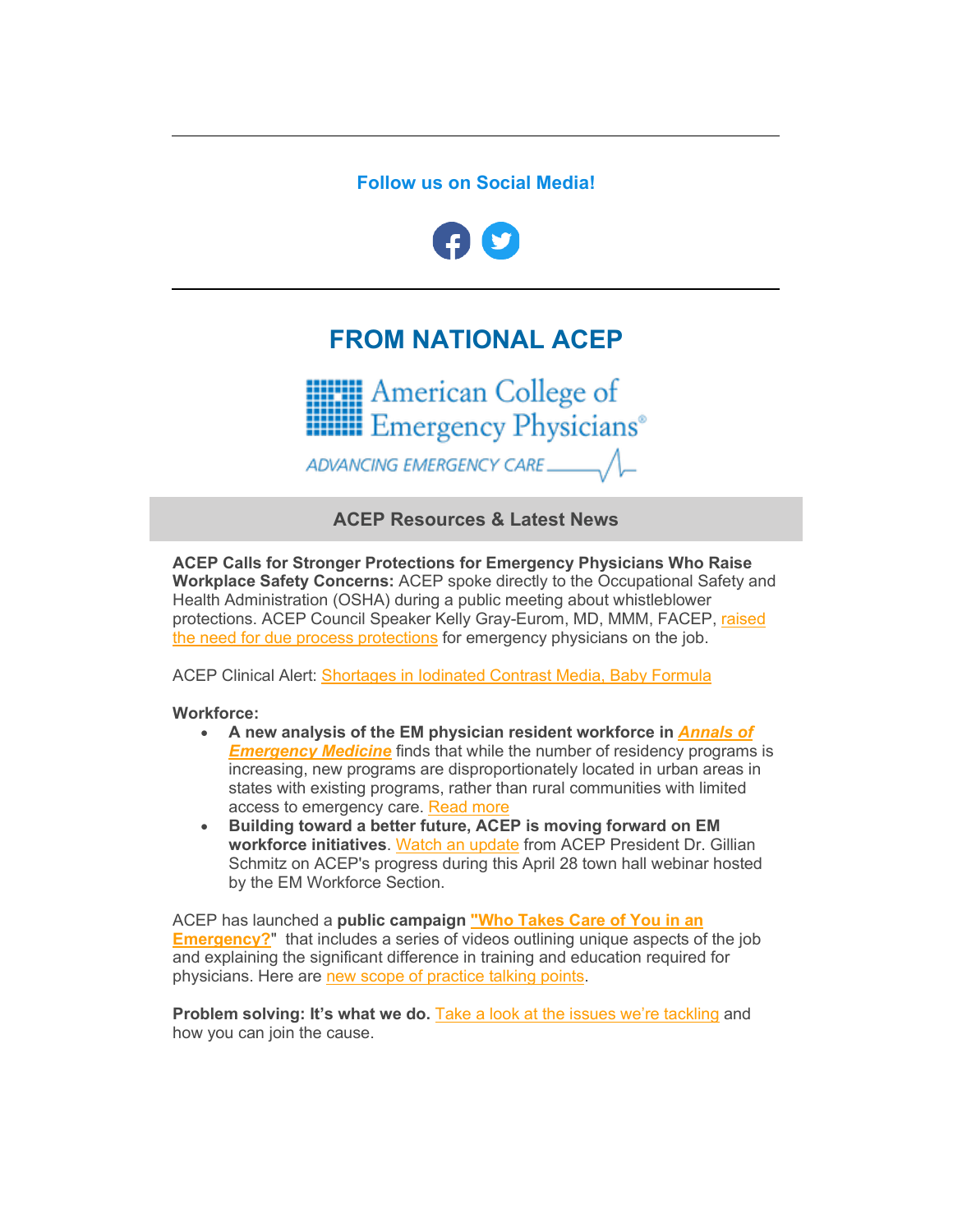**Follow us on Social Media!**

## FROM NATIONAL ACEP

American College of Emergency Physicians®

ADVANCING EMERGENCY CARE

### ACEP Resources & Latest News

**ACEP Calls for Stronger Protections for Emergency Physicians Who Raise Workplace Safety Concerns:** ACEP spoke directly to the Occupational Safety and Health Administration (OSHA) during a public meeting about whistleblower protections. ACEP Council Speaker Kelly Gray-Eurom, MD, MMM, FACEP, raised the need for due process protections for emergency physicians on the job.

ACEP Clinical Alert: Shortages in Iodinated Contrast Media, Baby Formula

**Workforce:**

- **A new analysis of the EM physician resident workforce in *Annals of Emergency Medicine*** finds that while the number of residency programs is increasing, new programs are disproportionately located in urban areas in states with existing programs, rather than rural communities with limited access to emergency care. Read more
- **Building toward a better future, ACEP is moving forward on EM workforce initiatives**. Watch an update from ACEP President Dr. Gillian Schmitz on ACEP's progress during this April 28 town hall webinar hosted by the EM Workforce Section.

ACEP has launched a **public campaign "Who Takes Care of You in an Emergency?"** that includes a series of videos outlining unique aspects of the job and explaining the significant difference in training and education required for physicians. Here are new scope of practice talking points.

**Problem solving: It's what we do.** Take a look at the issues we're tackling and how you can join the cause.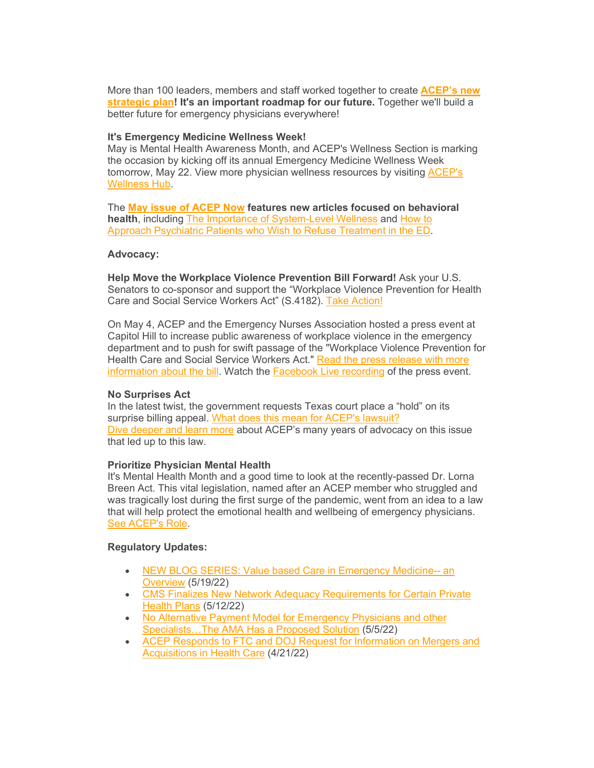More than 100 leaders, members and staff worked together to create **ACEP's new strategic plan! It's an important roadmap for our future.** Together we'll build a better future for emergency physicians everywhere!

**It's Emergency Medicine Wellness Week!**
May is Mental Health Awareness Month, and ACEP's Wellness Section is marking the occasion by kicking off its annual Emergency Medicine Wellness Week tomorrow, May 22. View more physician wellness resources by visiting ACEP's Wellness Hub.

The **May issue of ACEP Now features new articles focused on behavioral health**, including The Importance of System-Level Wellness and How to Approach Psychiatric Patients who Wish to Refuse Treatment in the ED.

**Advocacy:**

**Help Move the Workplace Violence Prevention Bill Forward!** Ask your U.S. Senators to co-sponsor and support the "Workplace Violence Prevention for Health Care and Social Service Workers Act" (S.4182). Take Action!

On May 4, ACEP and the Emergency Nurses Association hosted a press event at Capitol Hill to increase public awareness of workplace violence in the emergency department and to push for swift passage of the "Workplace Violence Prevention for Health Care and Social Service Workers Act." Read the press release with more information about the bill. Watch the Facebook Live recording of the press event.

**No Surprises Act**
In the latest twist, the government requests Texas court place a "hold" on its surprise billing appeal. What does this mean for ACEP's lawsuit?
Dive deeper and learn more about ACEP's many years of advocacy on this issue that led up to this law.

**Prioritize Physician Mental Health**
It's Mental Health Month and a good time to look at the recently-passed Dr. Lorna Breen Act. This vital legislation, named after an ACEP member who struggled and was tragically lost during the first surge of the pandemic, went from an idea to a law that will help protect the emotional health and wellbeing of emergency physicians. See ACEP's Role.

**Regulatory Updates:**

- NEW BLOG SERIES: Value based Care in Emergency Medicine-- an Overview (5/19/22)
- CMS Finalizes New Network Adequacy Requirements for Certain Private Health Plans (5/12/22)
- No Alternative Payment Model for Emergency Physicians and other Specialists…The AMA Has a Proposed Solution (5/5/22)
- ACEP Responds to FTC and DOJ Request for Information on Mergers and Acquisitions in Health Care (4/21/22)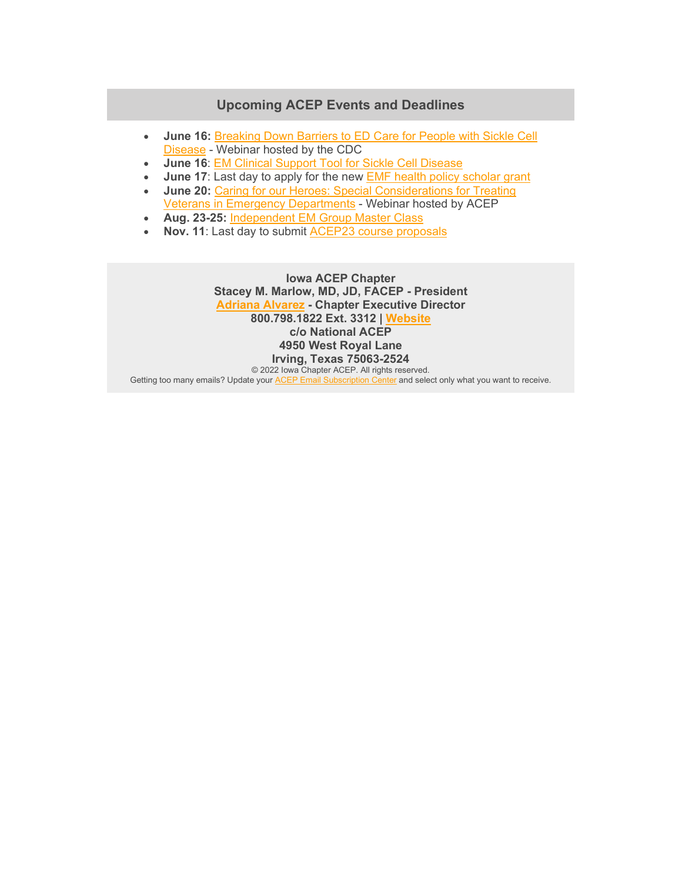## Upcoming ACEP Events and Deadlines

- **June 16:** Breaking Down Barriers to ED Care for People with Sickle Cell Disease - Webinar hosted by the CDC
- **June 16**: EM Clinical Support Tool for Sickle Cell Disease
- **June 17**: Last day to apply for the new EMF health policy scholar grant
- **June 20:** Caring for our Heroes: Special Considerations for Treating Veterans in Emergency Departments - Webinar hosted by ACEP
- **Aug. 23-25:** Independent EM Group Master Class
- **Nov. 11**: Last day to submit ACEP23 course proposals

**Iowa ACEP Chapter**
**Stacey M. Marlow, MD, JD, FACEP - President**
**Adriana Alvarez - Chapter Executive Director**
**800.798.1822 Ext. 3312 | Website**
**c/o National ACEP**
**4950 West Royal Lane**
**Irving, Texas 75063-2524**

© 2022 Iowa Chapter ACEP. All rights reserved.

Getting too many emails? Update your ACEP Email Subscription Center and select only what you want to receive.